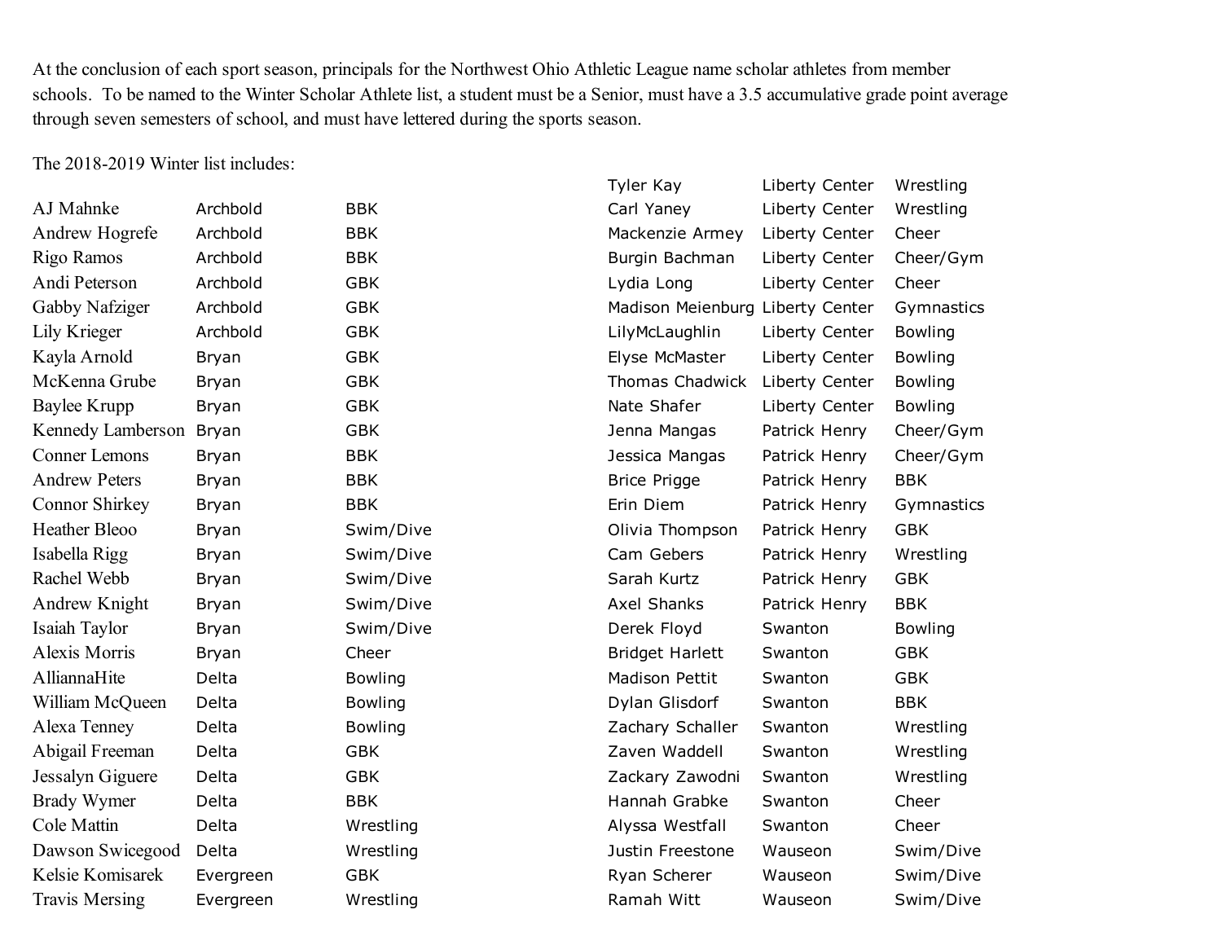At the conclusion of each sport season, principals for the Northwest Ohio Athletic League name scholar athletes from member schools. To be named to the Winter Scholar Athlete list, a student must be a Senior, must have a 3.5 accumulative grade point average through seven semesters of school, and must have lettered during the sports season.

The 2018-2019 Winter list includes:

| Name | School | Sport |
|---|---|---|
| AJ Mahnke | Archbold | BBK |
| Andrew Hogrefe | Archbold | BBK |
| Rigo Ramos | Archbold | BBK |
| Andi Peterson | Archbold | GBK |
| Gabby Nafziger | Archbold | GBK |
| Lily Krieger | Archbold | GBK |
| Kayla Arnold | Bryan | GBK |
| McKenna Grube | Bryan | GBK |
| Baylee Krupp | Bryan | GBK |
| Kennedy Lamberson | Bryan | GBK |
| Conner Lemons | Bryan | BBK |
| Andrew Peters | Bryan | BBK |
| Connor Shirkey | Bryan | BBK |
| Heather Bleoo | Bryan | Swim/Dive |
| Isabella Rigg | Bryan | Swim/Dive |
| Rachel Webb | Bryan | Swim/Dive |
| Andrew Knight | Bryan | Swim/Dive |
| Isaiah Taylor | Bryan | Swim/Dive |
| Alexis Morris | Bryan | Cheer |
| AlliannaHite | Delta | Bowling |
| William McQueen | Delta | Bowling |
| Alexa Tenney | Delta | Bowling |
| Abigail Freeman | Delta | GBK |
| Jessalyn Giguere | Delta | GBK |
| Brady Wymer | Delta | BBK |
| Cole Mattin | Delta | Wrestling |
| Dawson Swicegood | Delta | Wrestling |
| Kelsie Komisarek | Evergreen | GBK |
| Travis Mersing | Evergreen | Wrestling |
| Tyler Kay | Liberty Center | Wrestling |
| Carl Yaney | Liberty Center | Wrestling |
| Mackenzie Armey | Liberty Center | Cheer |
| Burgin Bachman | Liberty Center | Cheer/Gym |
| Lydia Long | Liberty Center | Cheer |
| Madison Meienburg | Liberty Center | Gymnastics |
| LilyMcLaughlin | Liberty Center | Bowling |
| Elyse McMaster | Liberty Center | Bowling |
| Thomas Chadwick | Liberty Center | Bowling |
| Nate Shafer | Liberty Center | Bowling |
| Jenna Mangas | Patrick Henry | Cheer/Gym |
| Jessica Mangas | Patrick Henry | Cheer/Gym |
| Brice Prigge | Patrick Henry | BBK |
| Erin Diem | Patrick Henry | Gymnastics |
| Olivia Thompson | Patrick Henry | GBK |
| Cam Gebers | Patrick Henry | Wrestling |
| Sarah Kurtz | Patrick Henry | GBK |
| Axel Shanks | Patrick Henry | BBK |
| Derek Floyd | Swanton | Bowling |
| Bridget Harlett | Swanton | GBK |
| Madison Pettit | Swanton | GBK |
| Dylan Glisdorf | Swanton | BBK |
| Zachary Schaller | Swanton | Wrestling |
| Zaven Waddell | Swanton | Wrestling |
| Zackary Zawodni | Swanton | Wrestling |
| Hannah Grabke | Swanton | Cheer |
| Alyssa Westfall | Swanton | Cheer |
| Justin Freestone | Wauseon | Swim/Dive |
| Ryan Scherer | Wauseon | Swim/Dive |
| Ramah Witt | Wauseon | Swim/Dive |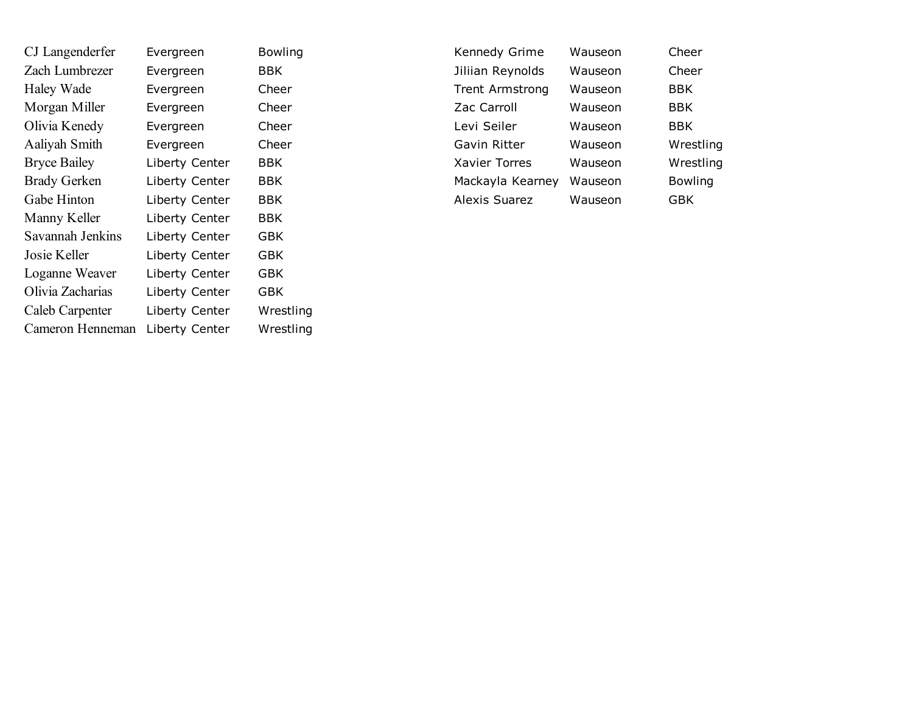| | | |
|---|---|---|
| CJ Langenderfer | Evergreen | Bowling |
| Zach Lumbrezer | Evergreen | BBK |
| Haley Wade | Evergreen | Cheer |
| Morgan Miller | Evergreen | Cheer |
| Olivia Kenedy | Evergreen | Cheer |
| Aaliyah Smith | Evergreen | Cheer |
| Bryce Bailey | Liberty Center | BBK |
| Brady Gerken | Liberty Center | BBK |
| Gabe Hinton | Liberty Center | BBK |
| Manny Keller | Liberty Center | BBK |
| Savannah Jenkins | Liberty Center | GBK |
| Josie Keller | Liberty Center | GBK |
| Loganne Weaver | Liberty Center | GBK |
| Olivia Zacharias | Liberty Center | GBK |
| Caleb Carpenter | Liberty Center | Wrestling |
| Cameron Henneman | Liberty Center | Wrestling |
| Kennedy Grime | Wauseon | Cheer |
| Jiliian Reynolds | Wauseon | Cheer |
| Trent Armstrong | Wauseon | BBK |
| Zac Carroll | Wauseon | BBK |
| Levi Seiler | Wauseon | BBK |
| Gavin Ritter | Wauseon | Wrestling |
| Xavier Torres | Wauseon | Wrestling |
| Mackayla Kearney | Wauseon | Bowling |
| Alexis Suarez | Wauseon | GBK |